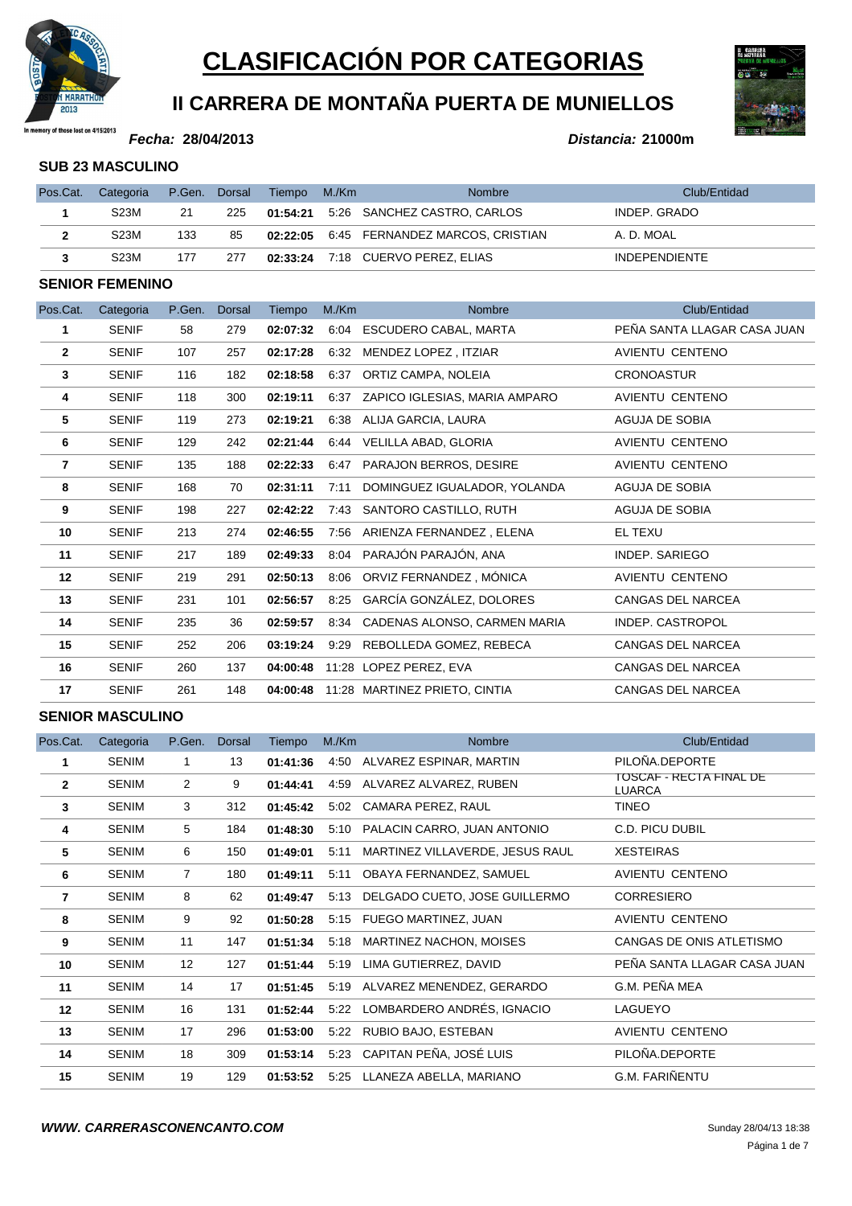# CLASIFICACIÓN POR CATEGORIAS

## II CARRERA DE MONTAÑA PUERTA DE MUNIELLOS

In memory of those lost on 4/15/2013

***Fecha:* 28/04/2013** ***Distancia:* 21000m**

### SUB 23 MASCULINO

| Pos.Cat. | Categoria | P.Gen. | Dorsal | Tiempo | M./Km | Nombre | Club/Entidad |
|---|---|---|---|---|---|---|---|
| 1 | S23M | 21 | 225 | 01:54:21 | 5:26 | SANCHEZ CASTRO, CARLOS | INDEP. GRADO |
| 2 | S23M | 133 | 85 | 02:22:05 | 6:45 | FERNANDEZ MARCOS, CRISTIAN | A. D. MOAL |
| 3 | S23M | 177 | 277 | 02:33:24 | 7:18 | CUERVO PEREZ, ELIAS | INDEPENDIENTE |

### SENIOR FEMENINO

| Pos.Cat. | Categoria | P.Gen. | Dorsal | Tiempo | M./Km | Nombre | Club/Entidad |
|---|---|---|---|---|---|---|---|
| 1 | SENIF | 58 | 279 | 02:07:32 | 6:04 | ESCUDERO CABAL, MARTA | PEÑA SANTA LLAGAR CASA JUAN |
| 2 | SENIF | 107 | 257 | 02:17:28 | 6:32 | MENDEZ LOPEZ , ITZIAR | AVIENTU CENTENO |
| 3 | SENIF | 116 | 182 | 02:18:58 | 6:37 | ORTIZ CAMPA, NOLEIA | CRONOASTUR |
| 4 | SENIF | 118 | 300 | 02:19:11 | 6:37 | ZAPICO IGLESIAS, MARIA AMPARO | AVIENTU CENTENO |
| 5 | SENIF | 119 | 273 | 02:19:21 | 6:38 | ALIJA GARCIA, LAURA | AGUJA DE SOBIA |
| 6 | SENIF | 129 | 242 | 02:21:44 | 6:44 | VELILLA ABAD, GLORIA | AVIENTU CENTENO |
| 7 | SENIF | 135 | 188 | 02:22:33 | 6:47 | PARAJON BERROS, DESIRE | AVIENTU CENTENO |
| 8 | SENIF | 168 | 70 | 02:31:11 | 7:11 | DOMINGUEZ IGUALADOR, YOLANDA | AGUJA DE SOBIA |
| 9 | SENIF | 198 | 227 | 02:42:22 | 7:43 | SANTORO CASTILLO, RUTH | AGUJA DE SOBIA |
| 10 | SENIF | 213 | 274 | 02:46:55 | 7:56 | ARIENZA FERNANDEZ , ELENA | EL TEXU |
| 11 | SENIF | 217 | 189 | 02:49:33 | 8:04 | PARAJÓN PARAJÓN, ANA | INDEP. SARIEGO |
| 12 | SENIF | 219 | 291 | 02:50:13 | 8:06 | ORVIZ FERNANDEZ , MÓNICA | AVIENTU CENTENO |
| 13 | SENIF | 231 | 101 | 02:56:57 | 8:25 | GARCÍA GONZÁLEZ, DOLORES | CANGAS DEL NARCEA |
| 14 | SENIF | 235 | 36 | 02:59:57 | 8:34 | CADENAS ALONSO, CARMEN MARIA | INDEP. CASTROPOL |
| 15 | SENIF | 252 | 206 | 03:19:24 | 9:29 | REBOLLEDA GOMEZ, REBECA | CANGAS DEL NARCEA |
| 16 | SENIF | 260 | 137 | 04:00:48 | 11:28 | LOPEZ PEREZ, EVA | CANGAS DEL NARCEA |
| 17 | SENIF | 261 | 148 | 04:00:48 | 11:28 | MARTINEZ PRIETO, CINTIA | CANGAS DEL NARCEA |

### SENIOR MASCULINO

| Pos.Cat. | Categoria | P.Gen. | Dorsal | Tiempo | M./Km | Nombre | Club/Entidad |
|---|---|---|---|---|---|---|---|
| 1 | SENIM | 1 | 13 | 01:41:36 | 4:50 | ALVAREZ ESPINAR, MARTIN | PILOÑA.DEPORTE |
| 2 | SENIM | 2 | 9 | 01:44:41 | 4:59 | ALVAREZ ALVAREZ, RUBEN | TOSCAF - RECTA FINAL DE LUARCA |
| 3 | SENIM | 3 | 312 | 01:45:42 | 5:02 | CAMARA PEREZ, RAUL | TINEO |
| 4 | SENIM | 5 | 184 | 01:48:30 | 5:10 | PALACIN CARRO, JUAN ANTONIO | C.D. PICU DUBIL |
| 5 | SENIM | 6 | 150 | 01:49:01 | 5:11 | MARTINEZ VILLAVERDE, JESUS RAUL | XESTEIRAS |
| 6 | SENIM | 7 | 180 | 01:49:11 | 5:11 | OBAYA FERNANDEZ, SAMUEL | AVIENTU CENTENO |
| 7 | SENIM | 8 | 62 | 01:49:47 | 5:13 | DELGADO CUETO, JOSE GUILLERMO | CORRESIERO |
| 8 | SENIM | 9 | 92 | 01:50:28 | 5:15 | FUEGO MARTINEZ, JUAN | AVIENTU CENTENO |
| 9 | SENIM | 11 | 147 | 01:51:34 | 5:18 | MARTINEZ NACHON, MOISES | CANGAS DE ONIS ATLETISMO |
| 10 | SENIM | 12 | 127 | 01:51:44 | 5:19 | LIMA GUTIERREZ, DAVID | PEÑA SANTA LLAGAR CASA JUAN |
| 11 | SENIM | 14 | 17 | 01:51:45 | 5:19 | ALVAREZ MENENDEZ, GERARDO | G.M. PEÑA MEA |
| 12 | SENIM | 16 | 131 | 01:52:44 | 5:22 | LOMBARDERO ANDRÉS, IGNACIO | LAGUEYO |
| 13 | SENIM | 17 | 296 | 01:53:00 | 5:22 | RUBIO BAJO, ESTEBAN | AVIENTU CENTENO |
| 14 | SENIM | 18 | 309 | 01:53:14 | 5:23 | CAPITAN PEÑA, JOSÉ LUIS | PILOÑA.DEPORTE |
| 15 | SENIM | 19 | 129 | 01:53:52 | 5:25 | LLANEZA ABELLA, MARIANO | G.M. FARIÑENTU |

***WWW. CARRERASCONENCANTO.COM*** Sunday 28/04/13 18:38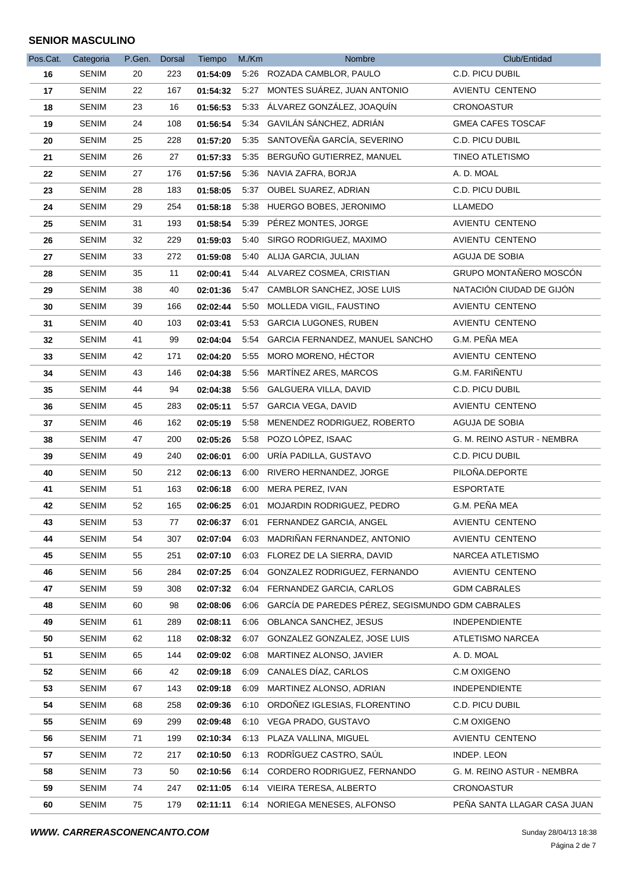**SENIOR MASCULINO**

| Pos.Cat. | Categoria | P.Gen. | Dorsal | Tiempo | M./Km | Nombre | Club/Entidad |
|---|---|---|---|---|---|---|---|
| 16 | SENIM | 20 | 223 | 01:54:09 | 5:26 | ROZADA CAMBLOR, PAULO | C.D. PICU DUBIL |
| 17 | SENIM | 22 | 167 | 01:54:32 | 5:27 | MONTES SUÁREZ, JUAN ANTONIO | AVIENTU CENTENO |
| 18 | SENIM | 23 | 16 | 01:56:53 | 5:33 | ÁLVAREZ GONZÁLEZ, JOAQUÍN | CRONOASTUR |
| 19 | SENIM | 24 | 108 | 01:56:54 | 5:34 | GAVILÁN SÁNCHEZ, ADRIÁN | GMEA CAFES TOSCAF |
| 20 | SENIM | 25 | 228 | 01:57:20 | 5:35 | SANTOVEÑA GARCÍA, SEVERINO | C.D. PICU DUBIL |
| 21 | SENIM | 26 | 27 | 01:57:33 | 5:35 | BERGUÑO GUTIERREZ, MANUEL | TINEO ATLETISMO |
| 22 | SENIM | 27 | 176 | 01:57:56 | 5:36 | NAVIA ZAFRA, BORJA | A. D. MOAL |
| 23 | SENIM | 28 | 183 | 01:58:05 | 5:37 | OUBEL SUAREZ, ADRIAN | C.D. PICU DUBIL |
| 24 | SENIM | 29 | 254 | 01:58:18 | 5:38 | HUERGO BOBES, JERONIMO | LLAMEDO |
| 25 | SENIM | 31 | 193 | 01:58:54 | 5:39 | PÉREZ MONTES, JORGE | AVIENTU CENTENO |
| 26 | SENIM | 32 | 229 | 01:59:03 | 5:40 | SIRGO RODRIGUEZ, MAXIMO | AVIENTU CENTENO |
| 27 | SENIM | 33 | 272 | 01:59:08 | 5:40 | ALIJA GARCIA, JULIAN | AGUJA DE SOBIA |
| 28 | SENIM | 35 | 11 | 02:00:41 | 5:44 | ALVAREZ COSMEA, CRISTIAN | GRUPO MONTAÑERO MOSCÓN |
| 29 | SENIM | 38 | 40 | 02:01:36 | 5:47 | CAMBLOR SANCHEZ, JOSE LUIS | NATACIÓN CIUDAD DE GIJÓN |
| 30 | SENIM | 39 | 166 | 02:02:44 | 5:50 | MOLLEDA VIGIL, FAUSTINO | AVIENTU CENTENO |
| 31 | SENIM | 40 | 103 | 02:03:41 | 5:53 | GARCIA LUGONES, RUBEN | AVIENTU CENTENO |
| 32 | SENIM | 41 | 99 | 02:04:04 | 5:54 | GARCIA FERNANDEZ, MANUEL SANCHO | G.M. PEÑA MEA |
| 33 | SENIM | 42 | 171 | 02:04:20 | 5:55 | MORO MORENO, HÉCTOR | AVIENTU CENTENO |
| 34 | SENIM | 43 | 146 | 02:04:38 | 5:56 | MARTÍNEZ ARES, MARCOS | G.M. FARIÑENTU |
| 35 | SENIM | 44 | 94 | 02:04:38 | 5:56 | GALGUERA VILLA, DAVID | C.D. PICU DUBIL |
| 36 | SENIM | 45 | 283 | 02:05:11 | 5:57 | GARCIA VEGA, DAVID | AVIENTU CENTENO |
| 37 | SENIM | 46 | 162 | 02:05:19 | 5:58 | MENENDEZ RODRIGUEZ, ROBERTO | AGUJA DE SOBIA |
| 38 | SENIM | 47 | 200 | 02:05:26 | 5:58 | POZO LÓPEZ, ISAAC | G. M. REINO ASTUR - NEMBRA |
| 39 | SENIM | 49 | 240 | 02:06:01 | 6:00 | URÍA PADILLA, GUSTAVO | C.D. PICU DUBIL |
| 40 | SENIM | 50 | 212 | 02:06:13 | 6:00 | RIVERO HERNANDEZ, JORGE | PILOÑA.DEPORTE |
| 41 | SENIM | 51 | 163 | 02:06:18 | 6:00 | MERA PEREZ, IVAN | ESPORTATE |
| 42 | SENIM | 52 | 165 | 02:06:25 | 6:01 | MOJARDIN RODRIGUEZ, PEDRO | G.M. PEÑA MEA |
| 43 | SENIM | 53 | 77 | 02:06:37 | 6:01 | FERNANDEZ GARCIA, ANGEL | AVIENTU CENTENO |
| 44 | SENIM | 54 | 307 | 02:07:04 | 6:03 | MADRIÑAN FERNANDEZ, ANTONIO | AVIENTU CENTENO |
| 45 | SENIM | 55 | 251 | 02:07:10 | 6:03 | FLOREZ DE LA SIERRA, DAVID | NARCEA ATLETISMO |
| 46 | SENIM | 56 | 284 | 02:07:25 | 6:04 | GONZALEZ RODRIGUEZ, FERNANDO | AVIENTU CENTENO |
| 47 | SENIM | 59 | 308 | 02:07:32 | 6:04 | FERNANDEZ GARCIA, CARLOS | GDM CABRALES |
| 48 | SENIM | 60 | 98 | 02:08:06 | 6:06 | GARCÍA DE PAREDES PÉREZ, SEGISMUNDO | GDM CABRALES |
| 49 | SENIM | 61 | 289 | 02:08:11 | 6:06 | OBLANCA SANCHEZ, JESUS | INDEPENDIENTE |
| 50 | SENIM | 62 | 118 | 02:08:32 | 6:07 | GONZALEZ GONZALEZ, JOSE LUIS | ATLETISMO NARCEA |
| 51 | SENIM | 65 | 144 | 02:09:02 | 6:08 | MARTINEZ ALONSO, JAVIER | A. D. MOAL |
| 52 | SENIM | 66 | 42 | 02:09:18 | 6:09 | CANALES DÍAZ, CARLOS | C.M OXIGENO |
| 53 | SENIM | 67 | 143 | 02:09:18 | 6:09 | MARTINEZ ALONSO, ADRIAN | INDEPENDIENTE |
| 54 | SENIM | 68 | 258 | 02:09:36 | 6:10 | ORDOÑEZ IGLESIAS, FLORENTINO | C.D. PICU DUBIL |
| 55 | SENIM | 69 | 299 | 02:09:48 | 6:10 | VEGA PRADO, GUSTAVO | C.M OXIGENO |
| 56 | SENIM | 71 | 199 | 02:10:34 | 6:13 | PLAZA VALLINA, MIGUEL | AVIENTU CENTENO |
| 57 | SENIM | 72 | 217 | 02:10:50 | 6:13 | RODRÎGUEZ CASTRO, SAÚL | INDEP. LEON |
| 58 | SENIM | 73 | 50 | 02:10:56 | 6:14 | CORDERO RODRIGUEZ, FERNANDO | G. M. REINO ASTUR - NEMBRA |
| 59 | SENIM | 74 | 247 | 02:11:05 | 6:14 | VIEIRA TERESA, ALBERTO | CRONOASTUR |
| 60 | SENIM | 75 | 179 | 02:11:11 | 6:14 | NORIEGA MENESES, ALFONSO | PEÑA SANTA LLAGAR CASA JUAN |

***WWW. CARRERASCONENCANTO.COM*** Sunday 28/04/13 18:38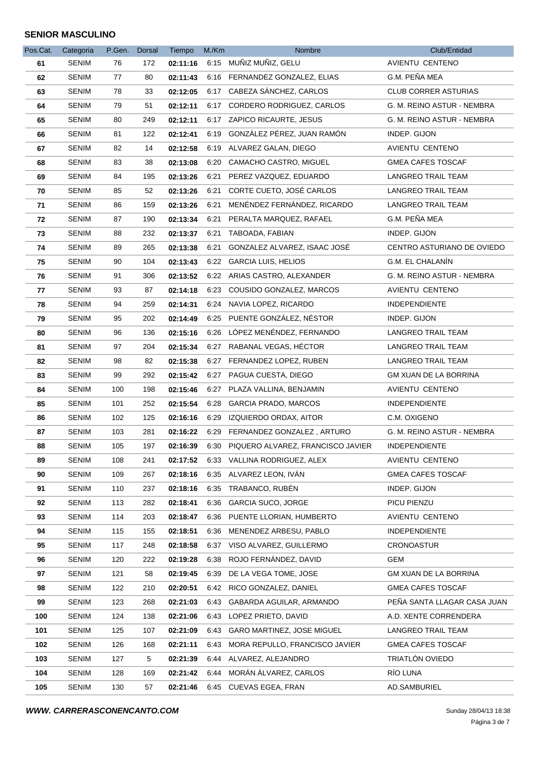**SENIOR MASCULINO**

| Pos.Cat. | Categoria | P.Gen. | Dorsal | Tiempo | M./Km | Nombre | Club/Entidad |
|---|---|---|---|---|---|---|---|
| **61** | SENIM | 76 | 172 | **02:11:16** | 6:15 | MUÑIZ MUÑIZ, GELU | AVIENTU CENTENO |
| **62** | SENIM | 77 | 80 | **02:11:43** | 6:16 | FERNANDEZ GONZALEZ, ELIAS | G.M. PEÑA MEA |
| **63** | SENIM | 78 | 33 | **02:12:05** | 6:17 | CABEZA SÁNCHEZ, CARLOS | CLUB CORRER ASTURIAS |
| **64** | SENIM | 79 | 51 | **02:12:11** | 6:17 | CORDERO RODRIGUEZ, CARLOS | G. M. REINO ASTUR - NEMBRA |
| **65** | SENIM | 80 | 249 | **02:12:11** | 6:17 | ZAPICO RICAURTE, JESUS | G. M. REINO ASTUR - NEMBRA |
| **66** | SENIM | 81 | 122 | **02:12:41** | 6:19 | GONZÁLEZ PÉREZ, JUAN RAMÓN | INDEP. GIJON |
| **67** | SENIM | 82 | 14 | **02:12:58** | 6:19 | ALVAREZ GALAN, DIEGO | AVIENTU CENTENO |
| **68** | SENIM | 83 | 38 | **02:13:08** | 6:20 | CAMACHO CASTRO, MIGUEL | GMEA CAFES TOSCAF |
| **69** | SENIM | 84 | 195 | **02:13:26** | 6:21 | PEREZ VAZQUEZ, EDUARDO | LANGREO TRAIL TEAM |
| **70** | SENIM | 85 | 52 | **02:13:26** | 6:21 | CORTE CUETO, JOSÉ CARLOS | LANGREO TRAIL TEAM |
| **71** | SENIM | 86 | 159 | **02:13:26** | 6:21 | MENÉNDEZ FERNÁNDEZ, RICARDO | LANGREO TRAIL TEAM |
| **72** | SENIM | 87 | 190 | **02:13:34** | 6:21 | PERALTA MARQUEZ, RAFAEL | G.M. PEÑA MEA |
| **73** | SENIM | 88 | 232 | **02:13:37** | 6:21 | TABOADA, FABIAN | INDEP. GIJON |
| **74** | SENIM | 89 | 265 | **02:13:38** | 6:21 | GONZALEZ ALVAREZ, ISAAC JOSÉ | CENTRO ASTURIANO DE OVIEDO |
| **75** | SENIM | 90 | 104 | **02:13:43** | 6:22 | GARCIA LUIS, HELIOS | G.M. EL CHALANÍN |
| **76** | SENIM | 91 | 306 | **02:13:52** | 6:22 | ARIAS CASTRO, ALEXANDER | G. M. REINO ASTUR - NEMBRA |
| **77** | SENIM | 93 | 87 | **02:14:18** | 6:23 | COUSIDO GONZALEZ, MARCOS | AVIENTU CENTENO |
| **78** | SENIM | 94 | 259 | **02:14:31** | 6:24 | NAVIA LOPEZ, RICARDO | INDEPENDIENTE |
| **79** | SENIM | 95 | 202 | **02:14:49** | 6:25 | PUENTE GONZÁLEZ, NÉSTOR | INDEP. GIJON |
| **80** | SENIM | 96 | 136 | **02:15:16** | 6:26 | LÓPEZ MENÉNDEZ, FERNANDO | LANGREO TRAIL TEAM |
| **81** | SENIM | 97 | 204 | **02:15:34** | 6:27 | RABANAL VEGAS, HÉCTOR | LANGREO TRAIL TEAM |
| **82** | SENIM | 98 | 82 | **02:15:38** | 6:27 | FERNANDEZ LOPEZ, RUBEN | LANGREO TRAIL TEAM |
| **83** | SENIM | 99 | 292 | **02:15:42** | 6:27 | PAGUA CUESTA, DIEGO | GM XUAN DE LA BORRINA |
| **84** | SENIM | 100 | 198 | **02:15:46** | 6:27 | PLAZA VALLINA, BENJAMIN | AVIENTU CENTENO |
| **85** | SENIM | 101 | 252 | **02:15:54** | 6:28 | GARCIA PRADO, MARCOS | INDEPENDIENTE |
| **86** | SENIM | 102 | 125 | **02:16:16** | 6:29 | IZQUIERDO ORDAX, AITOR | C.M. OXIGENO |
| **87** | SENIM | 103 | 281 | **02:16:22** | 6:29 | FERNANDEZ GONZALEZ , ARTURO | G. M. REINO ASTUR - NEMBRA |
| **88** | SENIM | 105 | 197 | **02:16:39** | 6:30 | PIQUERO ALVAREZ, FRANCISCO JAVIER | INDEPENDIENTE |
| **89** | SENIM | 108 | 241 | **02:17:52** | 6:33 | VALLINA RODRIGUEZ, ALEX | AVIENTU CENTENO |
| **90** | SENIM | 109 | 267 | **02:18:16** | 6:35 | ALVAREZ LEON, IVÁN | GMEA CAFES TOSCAF |
| **91** | SENIM | 110 | 237 | **02:18:16** | 6:35 | TRABANCO, RUBÉN | INDEP. GIJON |
| **92** | SENIM | 113 | 282 | **02:18:41** | 6:36 | GARCIA SUCO, JORGE | PICU PIENZU |
| **93** | SENIM | 114 | 203 | **02:18:47** | 6:36 | PUENTE LLORIAN, HUMBERTO | AVIENTU CENTENO |
| **94** | SENIM | 115 | 155 | **02:18:51** | 6:36 | MENENDEZ ARBESU, PABLO | INDEPENDIENTE |
| **95** | SENIM | 117 | 248 | **02:18:58** | 6:37 | VISO ALVAREZ, GUILLERMO | CRONOASTUR |
| **96** | SENIM | 120 | 222 | **02:19:28** | 6:38 | ROJO FERNÁNDEZ, DAVID | GEM |
| **97** | SENIM | 121 | 58 | **02:19:45** | 6:39 | DE LA VEGA TOME, JOSE | GM XUAN DE LA BORRINA |
| **98** | SENIM | 122 | 210 | **02:20:51** | 6:42 | RICO GONZALEZ, DANIEL | GMEA CAFES TOSCAF |
| **99** | SENIM | 123 | 268 | **02:21:03** | 6:43 | GABARDA AGUILAR, ARMANDO | PEÑA SANTA LLAGAR CASA JUAN |
| **100** | SENIM | 124 | 138 | **02:21:06** | 6:43 | LOPEZ PRIETO, DAVID | A.D. XENTE CORRENDERA |
| **101** | SENIM | 125 | 107 | **02:21:09** | 6:43 | GARO MARTINEZ, JOSE MIGUEL | LANGREO TRAIL TEAM |
| **102** | SENIM | 126 | 168 | **02:21:11** | 6:43 | MORA REPULLO, FRANCISCO JAVIER | GMEA CAFES TOSCAF |
| **103** | SENIM | 127 | 5 | **02:21:39** | 6:44 | ALVAREZ, ALEJANDRO | TRIATLÓN OVIEDO |
| **104** | SENIM | 128 | 169 | **02:21:42** | 6:44 | MORÁN ÁLVAREZ, CARLOS | RÍO LUNA |
| **105** | SENIM | 130 | 57 | **02:21:46** | 6:45 | CUEVAS EGEA, FRAN | AD.SAMBURIEL |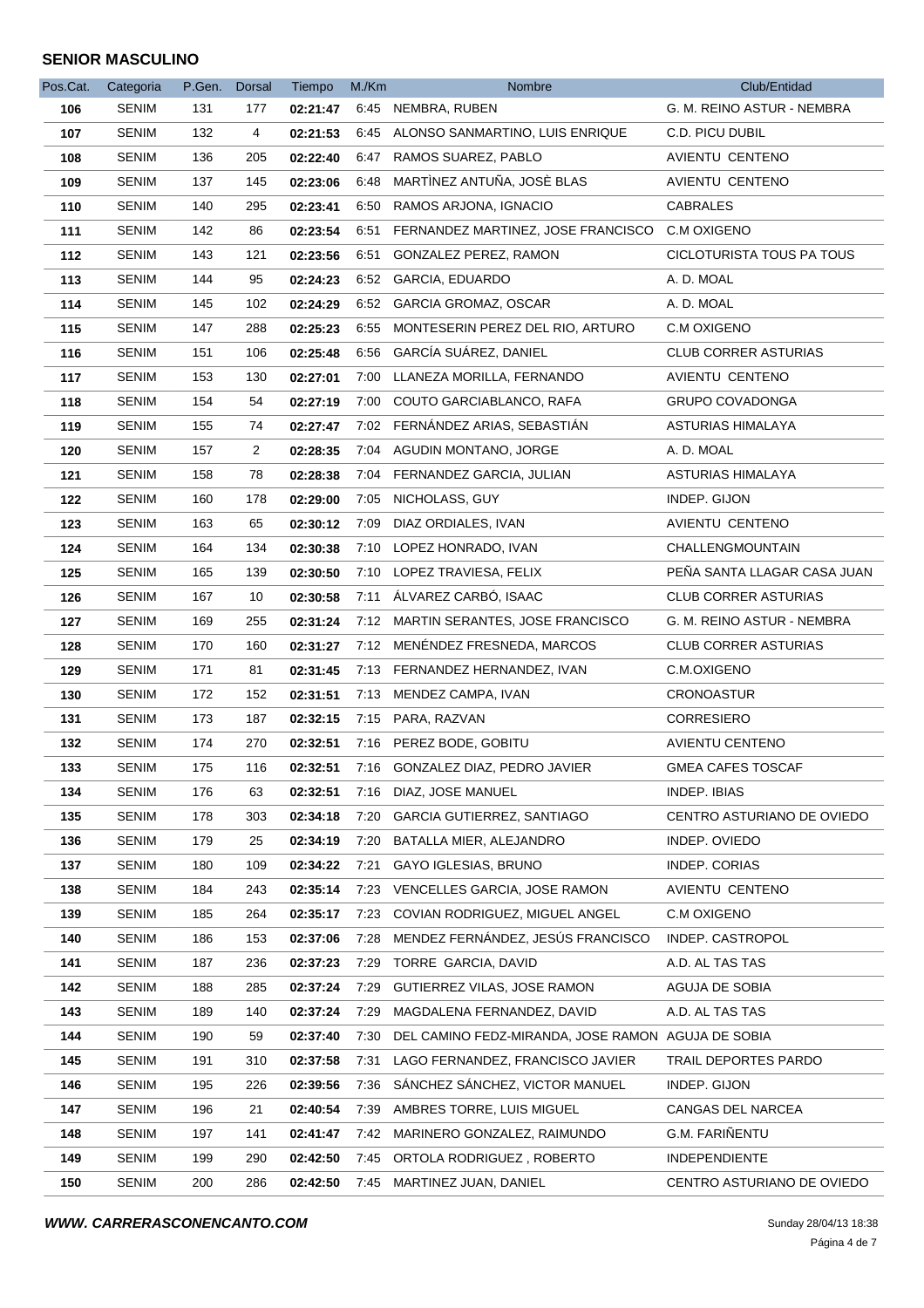## SENIOR MASCULINO

| Pos.Cat. | Categoria | P.Gen. | Dorsal | Tiempo | M./Km | Nombre | Club/Entidad |
|---|---|---|---|---|---|---|---|
| 106 | SENIM | 131 | 177 | 02:21:47 | 6:45 | NEMBRA, RUBEN | G. M. REINO ASTUR - NEMBRA |
| 107 | SENIM | 132 | 4 | 02:21:53 | 6:45 | ALONSO SANMARTINO, LUIS ENRIQUE | C.D. PICU DUBIL |
| 108 | SENIM | 136 | 205 | 02:22:40 | 6:47 | RAMOS SUAREZ, PABLO | AVIENTU CENTENO |
| 109 | SENIM | 137 | 145 | 02:23:06 | 6:48 | MARTÌNEZ ANTUÑA, JOSÈ BLAS | AVIENTU CENTENO |
| 110 | SENIM | 140 | 295 | 02:23:41 | 6:50 | RAMOS ARJONA, IGNACIO | CABRALES |
| 111 | SENIM | 142 | 86 | 02:23:54 | 6:51 | FERNANDEZ MARTINEZ, JOSE FRANCISCO | C.M OXIGENO |
| 112 | SENIM | 143 | 121 | 02:23:56 | 6:51 | GONZALEZ PEREZ, RAMON | CICLOTURISTA TOUS PA TOUS |
| 113 | SENIM | 144 | 95 | 02:24:23 | 6:52 | GARCIA, EDUARDO | A. D. MOAL |
| 114 | SENIM | 145 | 102 | 02:24:29 | 6:52 | GARCIA GROMAZ, OSCAR | A. D. MOAL |
| 115 | SENIM | 147 | 288 | 02:25:23 | 6:55 | MONTESERIN PEREZ DEL RIO, ARTURO | C.M OXIGENO |
| 116 | SENIM | 151 | 106 | 02:25:48 | 6:56 | GARCÍA SUÁREZ, DANIEL | CLUB CORRER ASTURIAS |
| 117 | SENIM | 153 | 130 | 02:27:01 | 7:00 | LLANEZA MORILLA, FERNANDO | AVIENTU CENTENO |
| 118 | SENIM | 154 | 54 | 02:27:19 | 7:00 | COUTO GARCIABLANCO, RAFA | GRUPO COVADONGA |
| 119 | SENIM | 155 | 74 | 02:27:47 | 7:02 | FERNÁNDEZ ARIAS, SEBASTIÁN | ASTURIAS HIMALAYA |
| 120 | SENIM | 157 | 2 | 02:28:35 | 7:04 | AGUDIN MONTANO, JORGE | A. D. MOAL |
| 121 | SENIM | 158 | 78 | 02:28:38 | 7:04 | FERNANDEZ GARCIA, JULIAN | ASTURIAS HIMALAYA |
| 122 | SENIM | 160 | 178 | 02:29:00 | 7:05 | NICHOLASS, GUY | INDEP. GIJON |
| 123 | SENIM | 163 | 65 | 02:30:12 | 7:09 | DIAZ ORDIALES, IVAN | AVIENTU CENTENO |
| 124 | SENIM | 164 | 134 | 02:30:38 | 7:10 | LOPEZ HONRADO, IVAN | CHALLENGMOUNTAIN |
| 125 | SENIM | 165 | 139 | 02:30:50 | 7:10 | LOPEZ TRAVIESA, FELIX | PEÑA SANTA LLAGAR CASA JUAN |
| 126 | SENIM | 167 | 10 | 02:30:58 | 7:11 | ÁLVAREZ CARBÓ, ISAAC | CLUB CORRER ASTURIAS |
| 127 | SENIM | 169 | 255 | 02:31:24 | 7:12 | MARTIN SERANTES, JOSE FRANCISCO | G. M. REINO ASTUR - NEMBRA |
| 128 | SENIM | 170 | 160 | 02:31:27 | 7:12 | MENÉNDEZ FRESNEDA, MARCOS | CLUB CORRER ASTURIAS |
| 129 | SENIM | 171 | 81 | 02:31:45 | 7:13 | FERNANDEZ HERNANDEZ, IVAN | C.M.OXIGENO |
| 130 | SENIM | 172 | 152 | 02:31:51 | 7:13 | MENDEZ CAMPA, IVAN | CRONOASTUR |
| 131 | SENIM | 173 | 187 | 02:32:15 | 7:15 | PARA, RAZVAN | CORRESIERO |
| 132 | SENIM | 174 | 270 | 02:32:51 | 7:16 | PEREZ BODE, GOBITU | AVIENTU CENTENO |
| 133 | SENIM | 175 | 116 | 02:32:51 | 7:16 | GONZALEZ DIAZ, PEDRO JAVIER | GMEA CAFES TOSCAF |
| 134 | SENIM | 176 | 63 | 02:32:51 | 7:16 | DIAZ, JOSE MANUEL | INDEP. IBIAS |
| 135 | SENIM | 178 | 303 | 02:34:18 | 7:20 | GARCIA GUTIERREZ, SANTIAGO | CENTRO ASTURIANO DE OVIEDO |
| 136 | SENIM | 179 | 25 | 02:34:19 | 7:20 | BATALLA MIER, ALEJANDRO | INDEP. OVIEDO |
| 137 | SENIM | 180 | 109 | 02:34:22 | 7:21 | GAYO IGLESIAS, BRUNO | INDEP. CORIAS |
| 138 | SENIM | 184 | 243 | 02:35:14 | 7:23 | VENCELLES GARCIA, JOSE RAMON | AVIENTU CENTENO |
| 139 | SENIM | 185 | 264 | 02:35:17 | 7:23 | COVIAN RODRIGUEZ, MIGUEL ANGEL | C.M OXIGENO |
| 140 | SENIM | 186 | 153 | 02:37:06 | 7:28 | MENDEZ FERNÁNDEZ, JESÚS FRANCISCO | INDEP. CASTROPOL |
| 141 | SENIM | 187 | 236 | 02:37:23 | 7:29 | TORRE GARCIA, DAVID | A.D. AL TAS TAS |
| 142 | SENIM | 188 | 285 | 02:37:24 | 7:29 | GUTIERREZ VILAS, JOSE RAMON | AGUJA DE SOBIA |
| 143 | SENIM | 189 | 140 | 02:37:24 | 7:29 | MAGDALENA FERNANDEZ, DAVID | A.D. AL TAS TAS |
| 144 | SENIM | 190 | 59 | 02:37:40 | 7:30 | DEL CAMINO FEDZ-MIRANDA, JOSE RAMON | AGUJA DE SOBIA |
| 145 | SENIM | 191 | 310 | 02:37:58 | 7:31 | LAGO FERNANDEZ, FRANCISCO JAVIER | TRAIL DEPORTES PARDO |
| 146 | SENIM | 195 | 226 | 02:39:56 | 7:36 | SÁNCHEZ SÁNCHEZ, VICTOR MANUEL | INDEP. GIJON |
| 147 | SENIM | 196 | 21 | 02:40:54 | 7:39 | AMBRES TORRE, LUIS MIGUEL | CANGAS DEL NARCEA |
| 148 | SENIM | 197 | 141 | 02:41:47 | 7:42 | MARINERO GONZALEZ, RAIMUNDO | G.M. FARIÑENTU |
| 149 | SENIM | 199 | 290 | 02:42:50 | 7:45 | ORTOLA RODRIGUEZ , ROBERTO | INDEPENDIENTE |
| 150 | SENIM | 200 | 286 | 02:42:50 | 7:45 | MARTINEZ JUAN, DANIEL | CENTRO ASTURIANO DE OVIEDO |

***WWW. CARRERASCONENCANTO.COM*** Sunday 28/04/13 18:38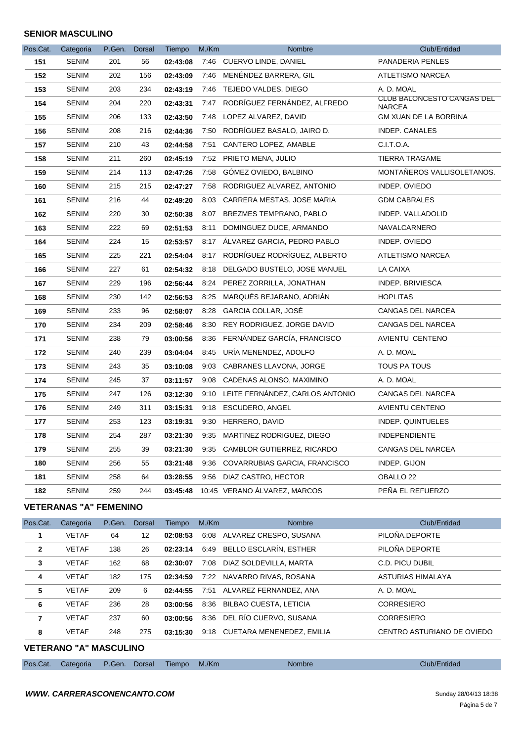## SENIOR MASCULINO

| Pos.Cat. | Categoria | P.Gen. | Dorsal | Tiempo | M./Km | Nombre | Club/Entidad |
|---|---|---|---|---|---|---|---|
| 151 | SENIM | 201 | 56 | **02:43:08** | 7:46 | CUERVO LINDE, DANIEL | PANADERIA PENLES |
| 152 | SENIM | 202 | 156 | **02:43:09** | 7:46 | MENÉNDEZ BARRERA, GIL | ATLETISMO NARCEA |
| 153 | SENIM | 203 | 234 | **02:43:19** | 7:46 | TEJEDO VALDES, DIEGO | A. D. MOAL |
| 154 | SENIM | 204 | 220 | **02:43:31** | 7:47 | RODRÍGUEZ FERNÁNDEZ, ALFREDO | CLUB BALONCESTO CANGAS DEL NARCEA |
| 155 | SENIM | 206 | 133 | **02:43:50** | 7:48 | LOPEZ ALVAREZ, DAVID | GM XUAN DE LA BORRINA |
| 156 | SENIM | 208 | 216 | **02:44:36** | 7:50 | RODRÍGUEZ BASALO, JAIRO D. | INDEP. CANALES |
| 157 | SENIM | 210 | 43 | **02:44:58** | 7:51 | CANTERO LOPEZ, AMABLE | C.I.T.O.A. |
| 158 | SENIM | 211 | 260 | **02:45:19** | 7:52 | PRIETO MENA, JULIO | TIERRA TRAGAME |
| 159 | SENIM | 214 | 113 | **02:47:26** | 7:58 | GÓMEZ OVIEDO, BALBINO | MONTAÑEROS VALLISOLETANOS. |
| 160 | SENIM | 215 | 215 | **02:47:27** | 7:58 | RODRIGUEZ ALVAREZ, ANTONIO | INDEP. OVIEDO |
| 161 | SENIM | 216 | 44 | **02:49:20** | 8:03 | CARRERA MESTAS, JOSE MARIA | GDM CABRALES |
| 162 | SENIM | 220 | 30 | **02:50:38** | 8:07 | BREZMES TEMPRANO, PABLO | INDEP. VALLADOLID |
| 163 | SENIM | 222 | 69 | **02:51:53** | 8:11 | DOMINGUEZ DUCE, ARMANDO | NAVALCARNERO |
| 164 | SENIM | 224 | 15 | **02:53:57** | 8:17 | ÁLVAREZ GARCIA, PEDRO PABLO | INDEP. OVIEDO |
| 165 | SENIM | 225 | 221 | **02:54:04** | 8:17 | RODRÍGUEZ RODRÍGUEZ, ALBERTO | ATLETISMO NARCEA |
| 166 | SENIM | 227 | 61 | **02:54:32** | 8:18 | DELGADO BUSTELO, JOSE MANUEL | LA CAIXA |
| 167 | SENIM | 229 | 196 | **02:56:44** | 8:24 | PEREZ ZORRILLA, JONATHAN | INDEP. BRIVIESCA |
| 168 | SENIM | 230 | 142 | **02:56:53** | 8:25 | MARQUÉS BEJARANO, ADRIÁN | HOPLITAS |
| 169 | SENIM | 233 | 96 | **02:58:07** | 8:28 | GARCIA COLLAR, JOSÉ | CANGAS DEL NARCEA |
| 170 | SENIM | 234 | 209 | **02:58:46** | 8:30 | REY RODRIGUEZ, JORGE DAVID | CANGAS DEL NARCEA |
| 171 | SENIM | 238 | 79 | **03:00:56** | 8:36 | FERNÁNDEZ GARCÍA, FRANCISCO | AVIENTU CENTENO |
| 172 | SENIM | 240 | 239 | **03:04:04** | 8:45 | URÍA MENENDEZ, ADOLFO | A. D. MOAL |
| 173 | SENIM | 243 | 35 | **03:10:08** | 9:03 | CABRANES LLAVONA, JORGE | TOUS PA TOUS |
| 174 | SENIM | 245 | 37 | **03:11:57** | 9:08 | CADENAS ALONSO, MAXIMINO | A. D. MOAL |
| 175 | SENIM | 247 | 126 | **03:12:30** | 9:10 | LEITE FERNÁNDEZ, CARLOS ANTONIO | CANGAS DEL NARCEA |
| 176 | SENIM | 249 | 311 | **03:15:31** | 9:18 | ESCUDERO, ANGEL | AVIENTU CENTENO |
| 177 | SENIM | 253 | 123 | **03:19:31** | 9:30 | HERRERO, DAVID | INDEP. QUINTUELES |
| 178 | SENIM | 254 | 287 | **03:21:30** | 9:35 | MARTINEZ RODRIGUEZ, DIEGO | INDEPENDIENTE |
| 179 | SENIM | 255 | 39 | **03:21:30** | 9:35 | CAMBLOR GUTIERREZ, RICARDO | CANGAS DEL NARCEA |
| 180 | SENIM | 256 | 55 | **03:21:48** | 9:36 | COVARRUBIAS GARCIA, FRANCISCO | INDEP. GIJON |
| 181 | SENIM | 258 | 64 | **03:28:55** | 9:56 | DIAZ CASTRO, HECTOR | OBALLO 22 |
| 182 | SENIM | 259 | 244 | **03:45:48** | 10:45 | VERANO ÁLVAREZ, MARCOS | PEÑA EL REFUERZO |

## VETERANAS "A" FEMENINO

| Pos.Cat. | Categoria | P.Gen. | Dorsal | Tiempo | M./Km | Nombre | Club/Entidad |
|---|---|---|---|---|---|---|---|
| 1 | VETAF | 64 | 12 | **02:08:53** | 6:08 | ALVAREZ CRESPO, SUSANA | PILOÑA.DEPORTE |
| 2 | VETAF | 138 | 26 | **02:23:14** | 6:49 | BELLO ESCLARÍN, ESTHER | PILOÑA DEPORTE |
| 3 | VETAF | 162 | 68 | **02:30:07** | 7:08 | DIAZ SOLDEVILLA, MARTA | C.D. PICU DUBIL |
| 4 | VETAF | 182 | 175 | **02:34:59** | 7:22 | NAVARRO RIVAS, ROSANA | ASTURIAS HIMALAYA |
| 5 | VETAF | 209 | 6 | **02:44:55** | 7:51 | ALVAREZ FERNANDEZ, ANA | A. D. MOAL |
| 6 | VETAF | 236 | 28 | **03:00:56** | 8:36 | BILBAO CUESTA, LETICIA | CORRESIERO |
| 7 | VETAF | 237 | 60 | **03:00:56** | 8:36 | DEL RÍO CUERVO, SUSANA | CORRESIERO |
| 8 | VETAF | 248 | 275 | **03:15:30** | 9:18 | CUETARA MENENEDEZ, EMILIA | CENTRO ASTURIANO DE OVIEDO |

## VETERANO "A" MASCULINO

| Pos.Cat. | Categoria | P.Gen. | Dorsal | Tiempo | M./Km | Nombre | Club/Entidad |
|---|---|---|---|---|---|---|---|

**WWW. CARRERASCONENCANTO.COM**

Sunday 28/04/13 18:38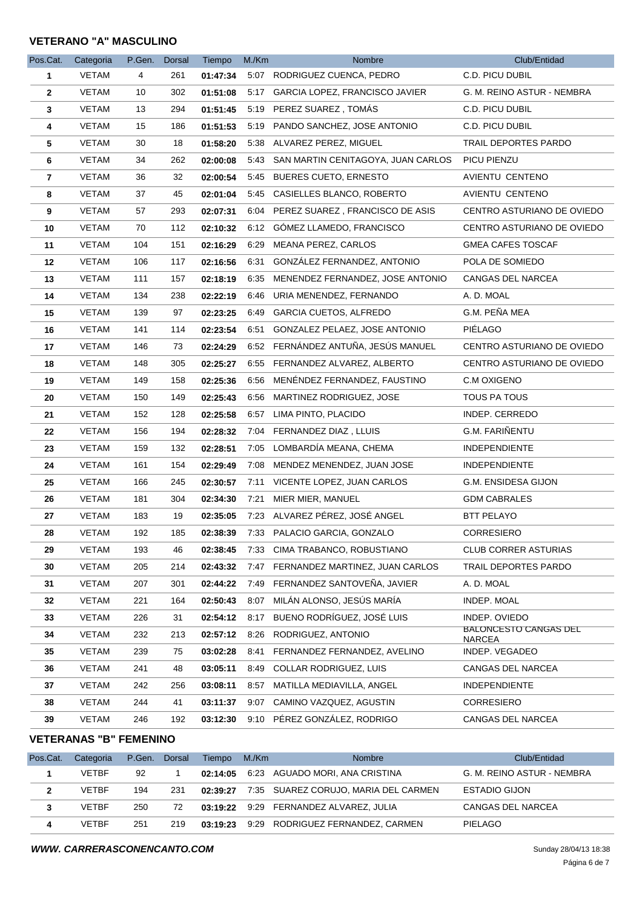### VETERANO "A" MASCULINO

| Pos.Cat. | Categoria | P.Gen. | Dorsal | Tiempo | M./Km | Nombre | Club/Entidad |
|---|---|---|---|---|---|---|---|
| 1 | VETAM | 4 | 261 | **01:47:34** | 5:07 | RODRIGUEZ CUENCA, PEDRO | C.D. PICU DUBIL |
| 2 | VETAM | 10 | 302 | **01:51:08** | 5:17 | GARCIA LOPEZ, FRANCISCO JAVIER | G. M. REINO ASTUR - NEMBRA |
| 3 | VETAM | 13 | 294 | **01:51:45** | 5:19 | PEREZ SUAREZ , TOMÁS | C.D. PICU DUBIL |
| 4 | VETAM | 15 | 186 | **01:51:53** | 5:19 | PANDO SANCHEZ, JOSE ANTONIO | C.D. PICU DUBIL |
| 5 | VETAM | 30 | 18 | **01:58:20** | 5:38 | ALVAREZ PEREZ, MIGUEL | TRAIL DEPORTES PARDO |
| 6 | VETAM | 34 | 262 | **02:00:08** | 5:43 | SAN MARTIN CENITAGOYA, JUAN CARLOS | PICU PIENZU |
| 7 | VETAM | 36 | 32 | **02:00:54** | 5:45 | BUERES CUETO, ERNESTO | AVIENTU CENTENO |
| 8 | VETAM | 37 | 45 | **02:01:04** | 5:45 | CASIELLES BLANCO, ROBERTO | AVIENTU CENTENO |
| 9 | VETAM | 57 | 293 | **02:07:31** | 6:04 | PEREZ SUAREZ , FRANCISCO DE ASIS | CENTRO ASTURIANO DE OVIEDO |
| 10 | VETAM | 70 | 112 | **02:10:32** | 6:12 | GÓMEZ LLAMEDO, FRANCISCO | CENTRO ASTURIANO DE OVIEDO |
| 11 | VETAM | 104 | 151 | **02:16:29** | 6:29 | MEANA PEREZ, CARLOS | GMEA CAFES TOSCAF |
| 12 | VETAM | 106 | 117 | **02:16:56** | 6:31 | GONZÁLEZ FERNANDEZ, ANTONIO | POLA DE SOMIEDO |
| 13 | VETAM | 111 | 157 | **02:18:19** | 6:35 | MENENDEZ FERNANDEZ, JOSE ANTONIO | CANGAS DEL NARCEA |
| 14 | VETAM | 134 | 238 | **02:22:19** | 6:46 | URIA MENENDEZ, FERNANDO | A. D. MOAL |
| 15 | VETAM | 139 | 97 | **02:23:25** | 6:49 | GARCIA CUETOS, ALFREDO | G.M. PEÑA MEA |
| 16 | VETAM | 141 | 114 | **02:23:54** | 6:51 | GONZALEZ PELAEZ, JOSE ANTONIO | PIÉLAGO |
| 17 | VETAM | 146 | 73 | **02:24:29** | 6:52 | FERNÁNDEZ ANTUÑA, JESÚS MANUEL | CENTRO ASTURIANO DE OVIEDO |
| 18 | VETAM | 148 | 305 | **02:25:27** | 6:55 | FERNANDEZ ALVAREZ, ALBERTO | CENTRO ASTURIANO DE OVIEDO |
| 19 | VETAM | 149 | 158 | **02:25:36** | 6:56 | MENÉNDEZ FERNANDEZ, FAUSTINO | C.M OXIGENO |
| 20 | VETAM | 150 | 149 | **02:25:43** | 6:56 | MARTINEZ RODRIGUEZ, JOSE | TOUS PA TOUS |
| 21 | VETAM | 152 | 128 | **02:25:58** | 6:57 | LIMA PINTO, PLACIDO | INDEP. CERREDO |
| 22 | VETAM | 156 | 194 | **02:28:32** | 7:04 | FERNANDEZ DIAZ , LLUIS | G.M. FARIÑENTU |
| 23 | VETAM | 159 | 132 | **02:28:51** | 7:05 | LOMBARDÍA MEANA, CHEMA | INDEPENDIENTE |
| 24 | VETAM | 161 | 154 | **02:29:49** | 7:08 | MENDEZ MENENDEZ, JUAN JOSE | INDEPENDIENTE |
| 25 | VETAM | 166 | 245 | **02:30:57** | 7:11 | VICENTE LOPEZ, JUAN CARLOS | G.M. ENSIDESA GIJON |
| 26 | VETAM | 181 | 304 | **02:34:30** | 7:21 | MIER MIER, MANUEL | GDM CABRALES |
| 27 | VETAM | 183 | 19 | **02:35:05** | 7:23 | ALVAREZ PÉREZ, JOSÉ ANGEL | BTT PELAYO |
| 28 | VETAM | 192 | 185 | **02:38:39** | 7:33 | PALACIO GARCIA, GONZALO | CORRESIERO |
| 29 | VETAM | 193 | 46 | **02:38:45** | 7:33 | CIMA TRABANCO, ROBUSTIANO | CLUB CORRER ASTURIAS |
| 30 | VETAM | 205 | 214 | **02:43:32** | 7:47 | FERNANDEZ MARTINEZ, JUAN CARLOS | TRAIL DEPORTES PARDO |
| 31 | VETAM | 207 | 301 | **02:44:22** | 7:49 | FERNANDEZ SANTOVEÑA, JAVIER | A. D. MOAL |
| 32 | VETAM | 221 | 164 | **02:50:43** | 8:07 | MILÁN ALONSO, JESÚS MARÍA | INDEP. MOAL |
| 33 | VETAM | 226 | 31 | **02:54:12** | 8:17 | BUENO RODRÍGUEZ, JOSÉ LUIS | INDEP. OVIEDO |
| 34 | VETAM | 232 | 213 | **02:57:12** | 8:26 | RODRIGUEZ, ANTONIO | BALONCESTO CANGAS DEL NARCEA |
| 35 | VETAM | 239 | 75 | **03:02:28** | 8:41 | FERNANDEZ FERNANDEZ, AVELINO | INDEP. VEGADEO |
| 36 | VETAM | 241 | 48 | **03:05:11** | 8:49 | COLLAR RODRIGUEZ, LUIS | CANGAS DEL NARCEA |
| 37 | VETAM | 242 | 256 | **03:08:11** | 8:57 | MATILLA MEDIAVILLA, ANGEL | INDEPENDIENTE |
| 38 | VETAM | 244 | 41 | **03:11:37** | 9:07 | CAMINO VAZQUEZ, AGUSTIN | CORRESIERO |
| 39 | VETAM | 246 | 192 | **03:12:30** | 9:10 | PÉREZ GONZÁLEZ, RODRIGO | CANGAS DEL NARCEA |

### VETERANAS "B" FEMENINO

| Pos.Cat. | Categoria | P.Gen. | Dorsal | Tiempo | M./Km | Nombre | Club/Entidad |
|---|---|---|---|---|---|---|---|
| 1 | VETBF | 92 | 1 | **02:14:05** | 6:23 | AGUADO MORI, ANA CRISTINA | G. M. REINO ASTUR - NEMBRA |
| 2 | VETBF | 194 | 231 | **02:39:27** | 7:35 | SUAREZ CORUJO, MARIA DEL CARMEN | ESTADIO GIJON |
| 3 | VETBF | 250 | 72 | **03:19:22** | 9:29 | FERNANDEZ ALVAREZ, JULIA | CANGAS DEL NARCEA |
| 4 | VETBF | 251 | 219 | **03:19:23** | 9:29 | RODRIGUEZ FERNANDEZ, CARMEN | PIELAGO |

***WWW. CARRERASCONENCANTO.COM*** Sunday 28/04/13 18:38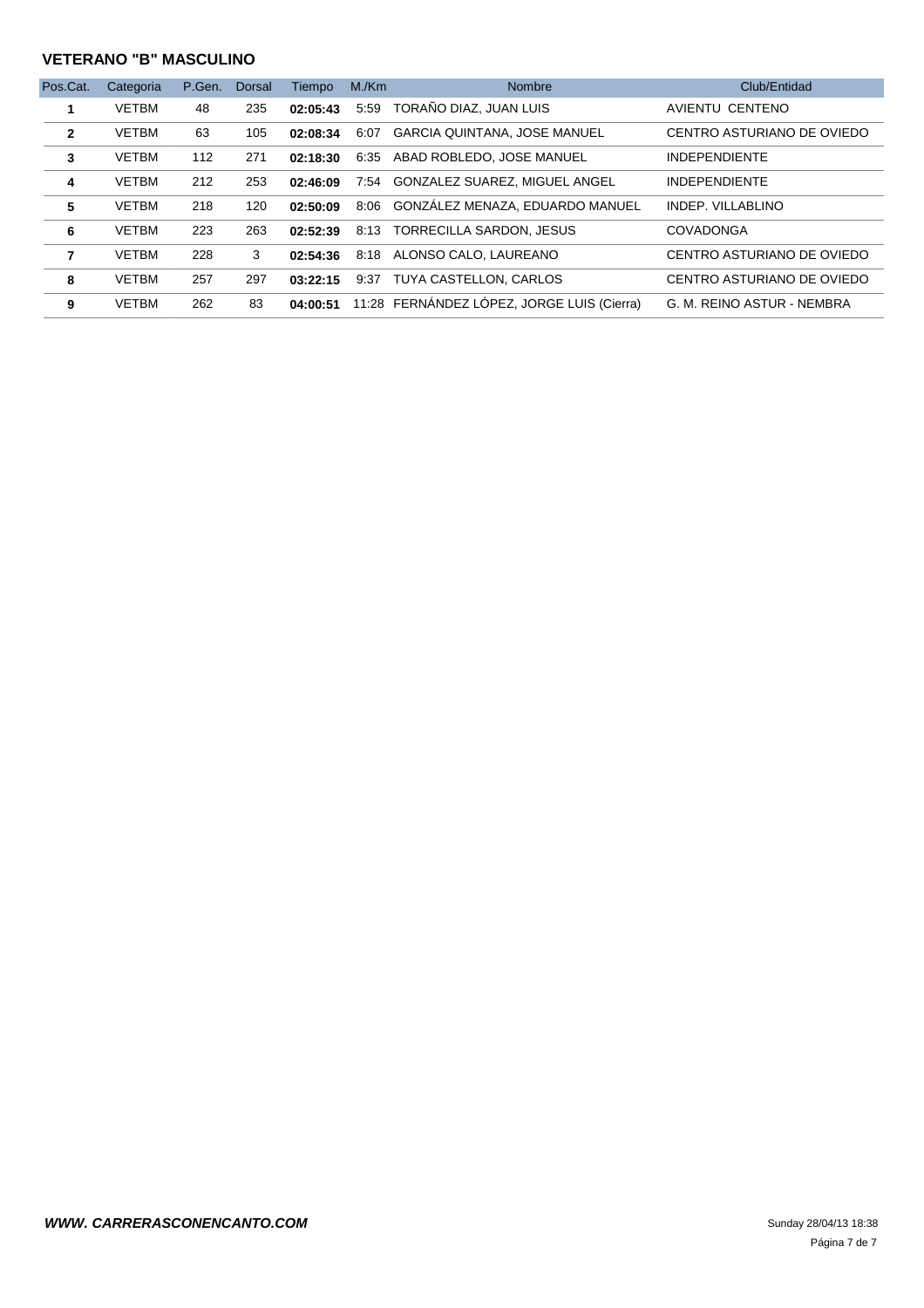## VETERANO "B" MASCULINO

| Pos.Cat. | Categoria | P.Gen. | Dorsal | Tiempo | M./Km | Nombre | Club/Entidad |
|---|---|---|---|---|---|---|---|
| **1** | VETBM | 48 | 235 | **02:05:43** | 5:59 | TORAÑO DIAZ, JUAN LUIS | AVIENTU CENTENO |
| **2** | VETBM | 63 | 105 | **02:08:34** | 6:07 | GARCIA QUINTANA, JOSE MANUEL | CENTRO ASTURIANO DE OVIEDO |
| **3** | VETBM | 112 | 271 | **02:18:30** | 6:35 | ABAD ROBLEDO, JOSE MANUEL | INDEPENDIENTE |
| **4** | VETBM | 212 | 253 | **02:46:09** | 7:54 | GONZALEZ SUAREZ, MIGUEL ANGEL | INDEPENDIENTE |
| **5** | VETBM | 218 | 120 | **02:50:09** | 8:06 | GONZÁLEZ MENAZA, EDUARDO MANUEL | INDEP. VILLABLINO |
| **6** | VETBM | 223 | 263 | **02:52:39** | 8:13 | TORRECILLA SARDON, JESUS | COVADONGA |
| **7** | VETBM | 228 | 3 | **02:54:36** | 8:18 | ALONSO CALO, LAUREANO | CENTRO ASTURIANO DE OVIEDO |
| **8** | VETBM | 257 | 297 | **03:22:15** | 9:37 | TUYA CASTELLON, CARLOS | CENTRO ASTURIANO DE OVIEDO |
| **9** | VETBM | 262 | 83 | **04:00:51** | 11:28 | FERNÁNDEZ LÓPEZ, JORGE LUIS (Cierra) | G. M. REINO ASTUR - NEMBRA |

***WWW. CARRERASCONENCANTO.COM***

Sunday 28/04/13 18:38